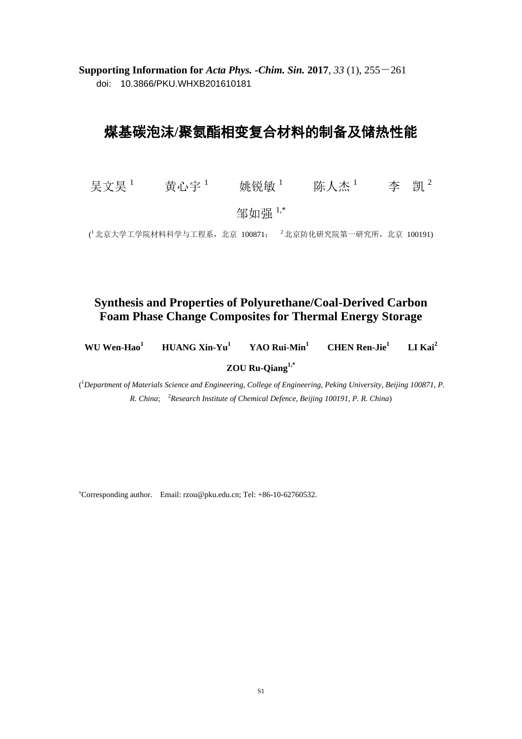**Supporting Information for** ***Acta Phys. -Chim. Sin.*** **2017**, *33* (1), 255－261

doi: 10.3866/PKU.WHXB201610181

# 煤基碳泡沫/聚氨酯相变复合材料的制备及储热性能

吴文昊[1]　　黄心宇[1]　　姚锐敏[1]　　陈人杰[1]　　李　凯[2]

邹如强[1,*]

([1]北京大学工学院材料科学与工程系，北京 100871；　[2]北京防化研究院第一研究所，北京 100191)

# Synthesis and Properties of Polyurethane/Coal-Derived Carbon Foam Phase Change Composites for Thermal Energy Storage

**WU Wen-Hao[1]　　HUANG Xin-Yu[1]　　YAO Rui-Min[1]　　CHEN Ren-Jie[1]　　LI Kai[2]**

**ZOU Ru-Qiang[1,*]**

([1]*Department of Materials Science and Engineering, College of Engineering, Peking University, Beijing 100871, P. R. China*;　[2]*Research Institute of Chemical Defence, Beijing 100191, P. R. China*)

[*]Corresponding author.　Email: rzou@pku.edu.cn; Tel: +86-10-62760532.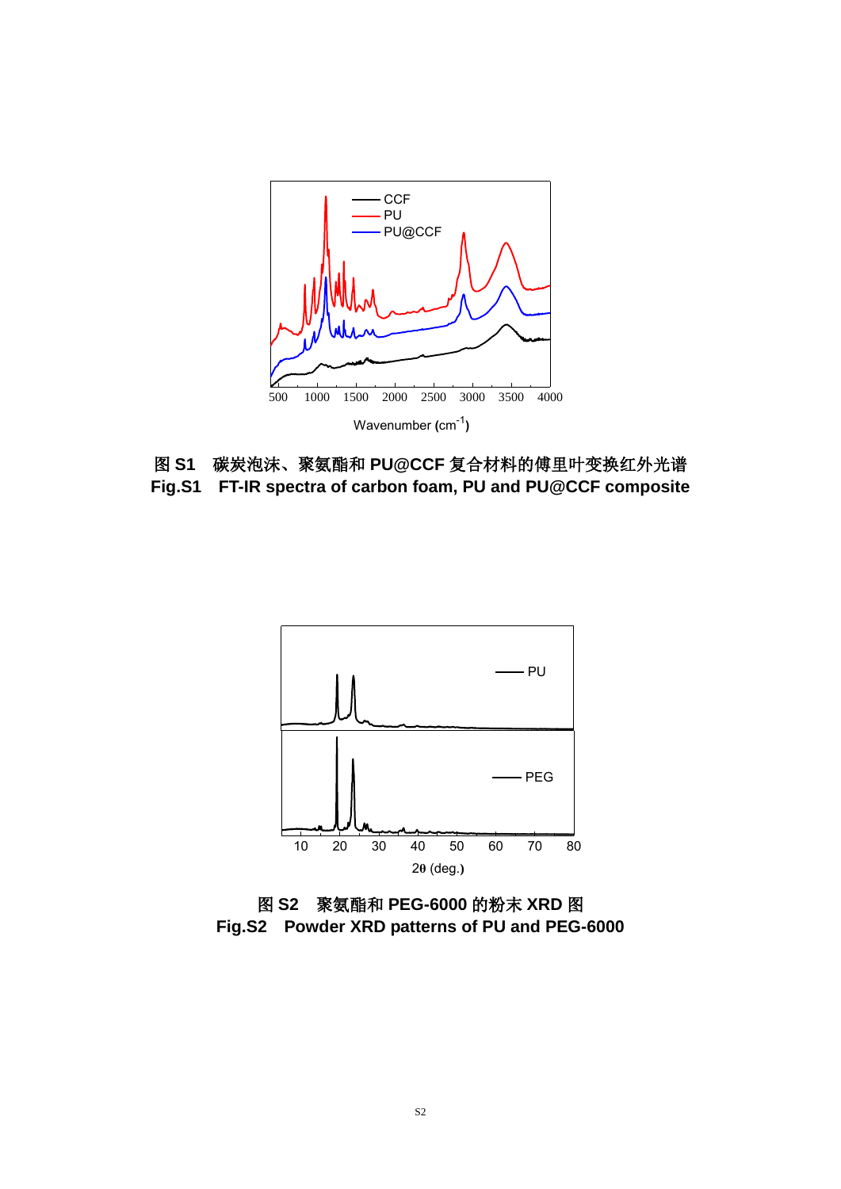图 S1　碳炭泡沫、聚氨酯和 PU@CCF 复合材料的傅里叶变换红外光谱

**Fig.S1　FT-IR spectra of carbon foam, PU and PU@CCF composite**

图 S2　聚氨酯和 PEG-6000 的粉末 XRD 图

**Fig.S2　Powder XRD patterns of PU and PEG-6000**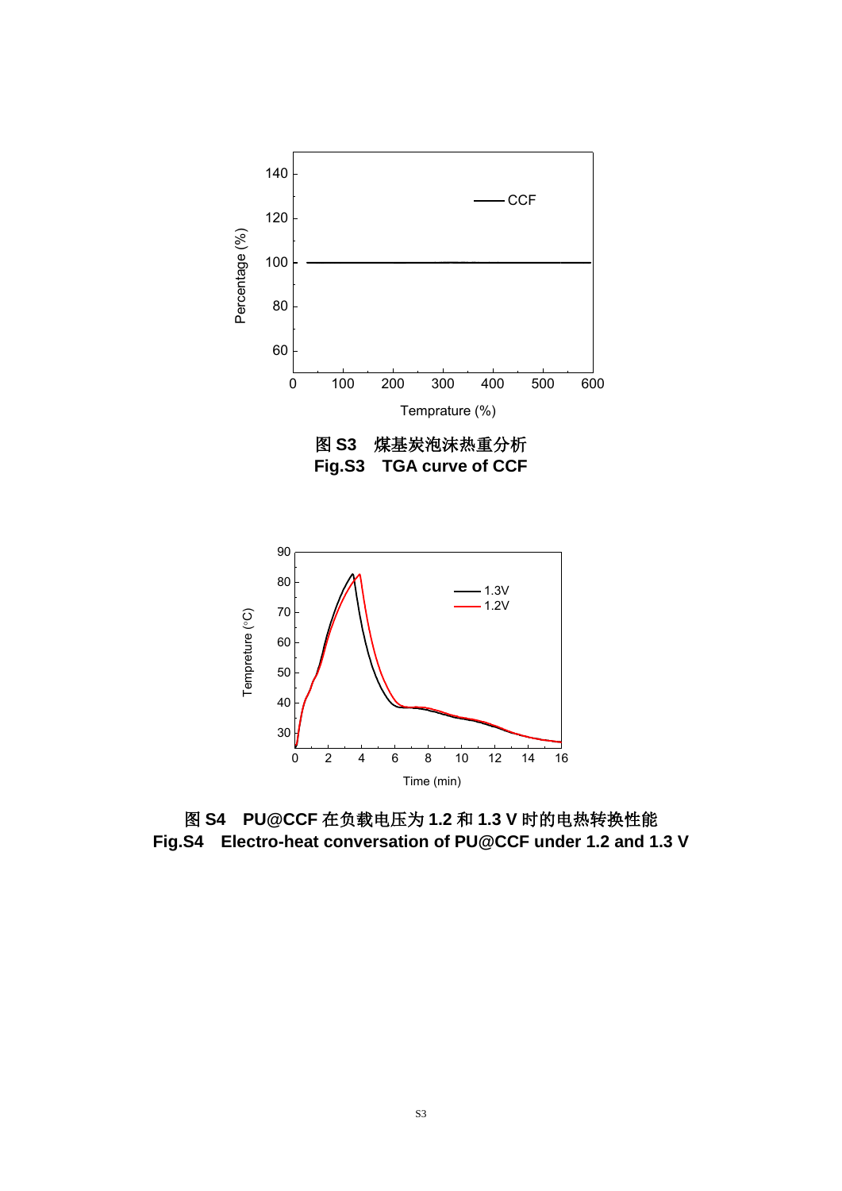140
120
100
80
60
0 100 200 300 400 500 600
Percentage (%)
Temprature (%)
CCF

**图 S3 煤基炭泡沫热重分析**
**Fig.S3 TGA curve of CCF**

90
80
70
60
50
40
30
0 2 4 6 8 10 12 14 16
Tempreture (°C)
Time (min)
1.3V
1.2V

**图 S4 PU@CCF 在负载电压为 1.2 和 1.3 V 时的电热转换性能**
**Fig.S4 Electro-heat conversation of PU@CCF under 1.2 and 1.3 V**